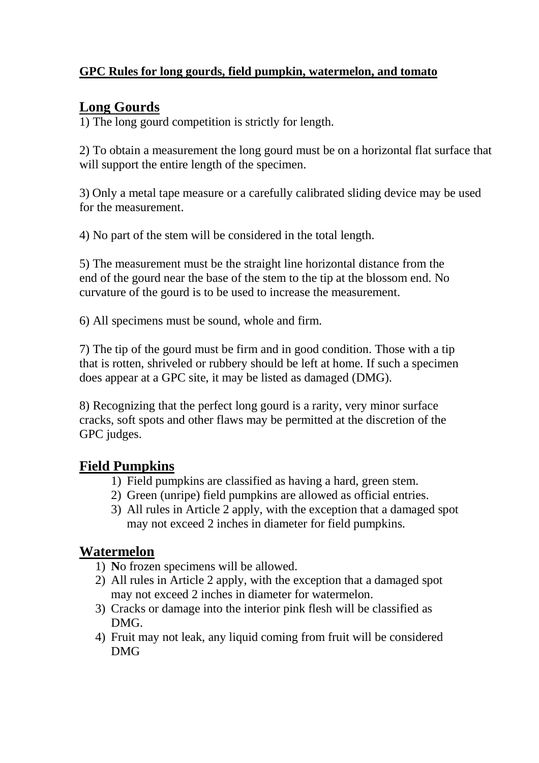**GPC Rules for long gourds, field pumpkin, watermelon, and tomato**

## Long Gourds

1) The long gourd competition is strictly for length.

2) To obtain a measurement the long gourd must be on a horizontal flat surface that will support the entire length of the specimen.

3) Only a metal tape measure or a carefully calibrated sliding device may be used for the measurement.

4) No part of the stem will be considered in the total length.

5) The measurement must be the straight line horizontal distance from the end of the gourd near the base of the stem to the tip at the blossom end. No curvature of the gourd is to be used to increase the measurement.

6) All specimens must be sound, whole and firm.

7) The tip of the gourd must be firm and in good condition. Those with a tip that is rotten, shriveled or rubbery should be left at home. If such a specimen does appear at a GPC site, it may be listed as damaged (DMG).

8) Recognizing that the perfect long gourd is a rarity, very minor surface cracks, soft spots and other flaws may be permitted at the discretion of the GPC judges.

## Field Pumpkins

1) Field pumpkins are classified as having a hard, green stem.
2) Green (unripe) field pumpkins are allowed as official entries.
3) All rules in Article 2 apply, with the exception that a damaged spot may not exceed 2 inches in diameter for field pumpkins.

## Watermelon

1) **N**o frozen specimens will be allowed.
2) All rules in Article 2 apply, with the exception that a damaged spot may not exceed 2 inches in diameter for watermelon.
3) Cracks or damage into the interior pink flesh will be classified as DMG.
4) Fruit may not leak, any liquid coming from fruit will be considered DMG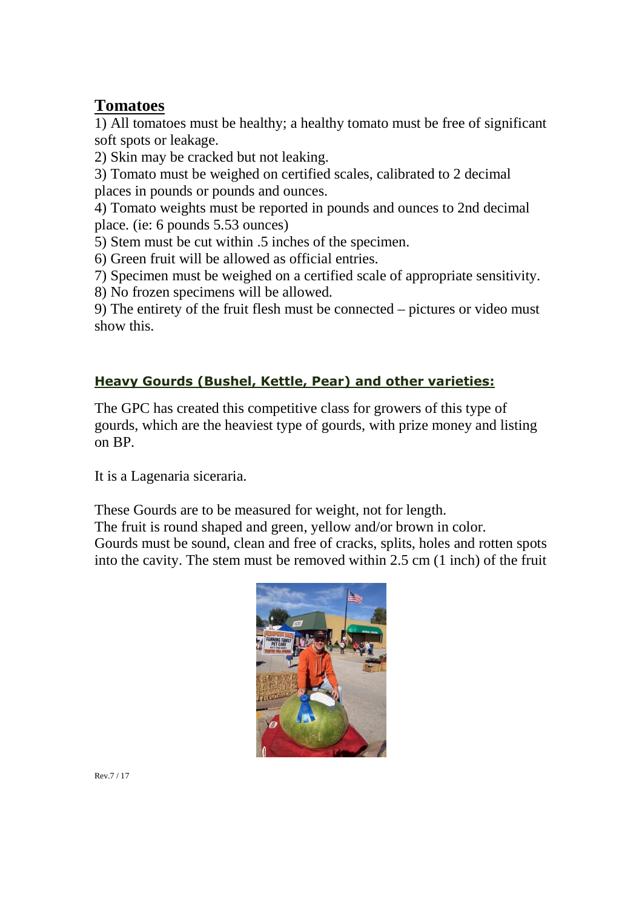## Tomatoes

1) All tomatoes must be healthy; a healthy tomato must be free of significant soft spots or leakage.
2) Skin may be cracked but not leaking.
3) Tomato must be weighed on certified scales, calibrated to 2 decimal places in pounds or pounds and ounces.
4) Tomato weights must be reported in pounds and ounces to 2nd decimal place. (ie: 6 pounds 5.53 ounces)
5) Stem must be cut within .5 inches of the specimen.
6) Green fruit will be allowed as official entries.
7) Specimen must be weighed on a certified scale of appropriate sensitivity.
8) No frozen specimens will be allowed.
9) The entirety of the fruit flesh must be connected – pictures or video must show this.

### Heavy Gourds (Bushel, Kettle, Pear) and other varieties:

The GPC has created this competitive class for growers of this type of gourds, which are the heaviest type of gourds, with prize money and listing on BP.

It is a Lagenaria siceraria.

These Gourds are to be measured for weight, not for length.
The fruit is round shaped and green, yellow and/or brown in color.
Gourds must be sound, clean and free of cracks, splits, holes and rotten spots into the cavity. The stem must be removed within 2.5 cm (1 inch) of the fruit

Rev.7 / 17